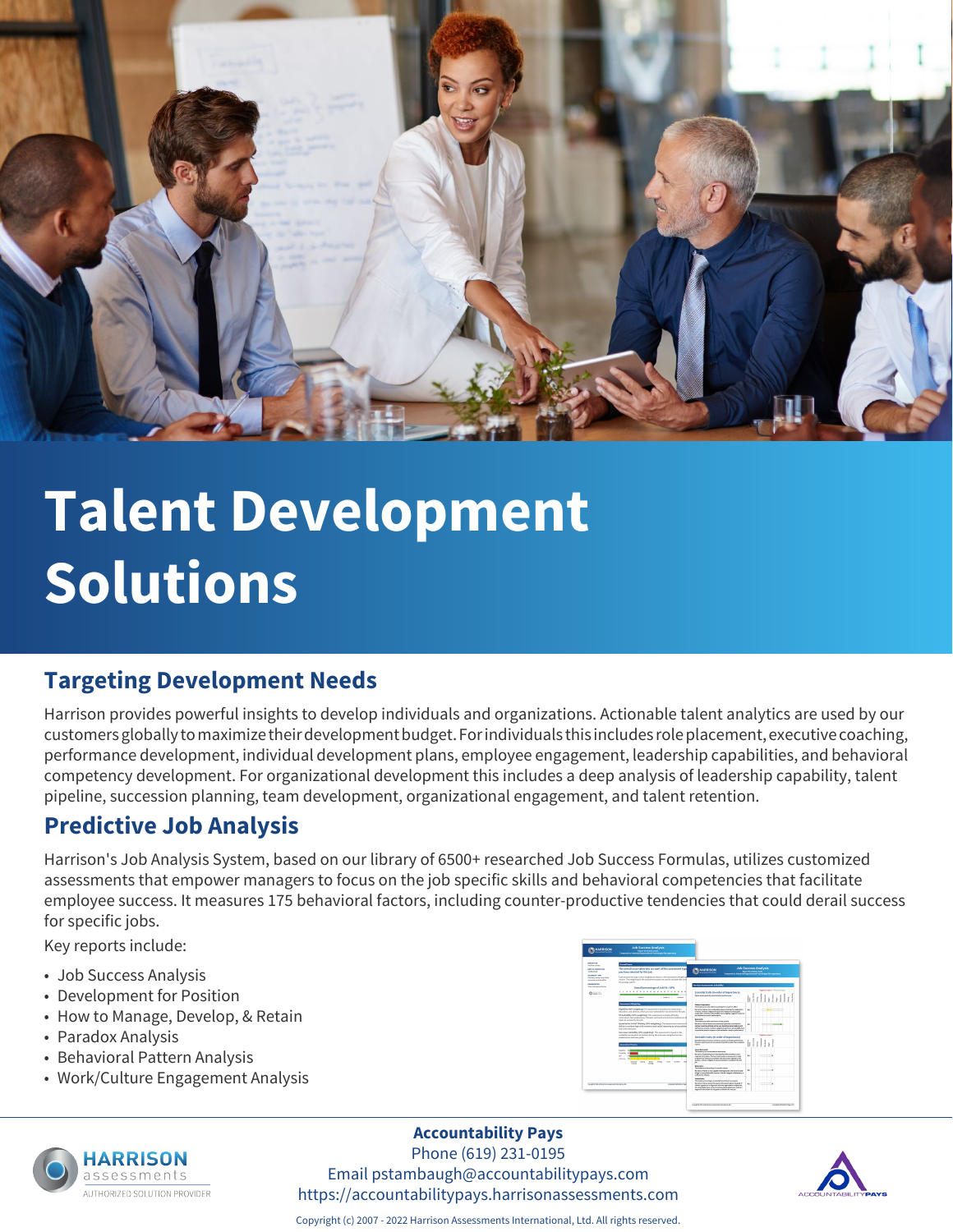# Talent Development Solutions

## Targeting Development Needs

Harrison provides powerful insights to develop individuals and organizations. Actionable talent analytics are used by our customers globally to maximize their development budget. For individuals this includes role placement, executive coaching, performance development, individual development plans, employee engagement, leadership capabilities, and behavioral competency development. For organizational development this includes a deep analysis of leadership capability, talent pipeline, succession planning, team development, organizational engagement, and talent retention.

## Predictive Job Analysis

Harrison's Job Analysis System, based on our library of 6500+ researched Job Success Formulas, utilizes customized assessments that empower managers to focus on the job specific skills and behavioral competencies that facilitate employee success. It measures 175 behavioral factors, including counter-productive tendencies that could derail success for specific jobs.

Key reports include:

- Job Success Analysis
- Development for Position
- How to Manage, Develop, & Retain
- Paradox Analysis
- Behavioral Pattern Analysis
- Work/Culture Engagement Analysis

HARRISON assessments
AUTHORIZED SOLUTION PROVIDER

**Accountability Pays**
Phone (619) 231-0195
Email pstambaugh@accountabilitypays.com
https://accountabilitypays.harrisonassessments.com

Copyright (c) 2007 - 2022 Harrison Assessments International, Ltd. All rights reserved.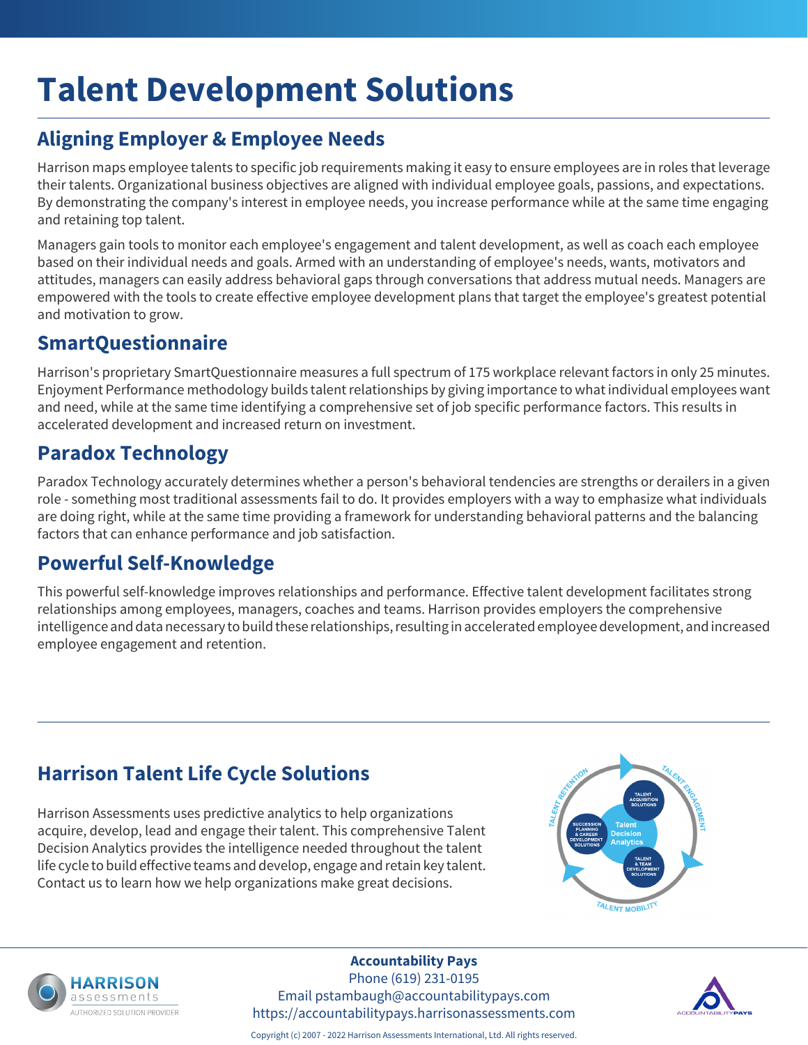# Talent Development Solutions

## Aligning Employer & Employee Needs

Harrison maps employee talents to specific job requirements making it easy to ensure employees are in roles that leverage their talents. Organizational business objectives are aligned with individual employee goals, passions, and expectations. By demonstrating the company's interest in employee needs, you increase performance while at the same time engaging and retaining top talent.

Managers gain tools to monitor each employee's engagement and talent development, as well as coach each employee based on their individual needs and goals. Armed with an understanding of employee's needs, wants, motivators and attitudes, managers can easily address behavioral gaps through conversations that address mutual needs. Managers are empowered with the tools to create effective employee development plans that target the employee's greatest potential and motivation to grow.

## SmartQuestionnaire

Harrison's proprietary SmartQuestionnaire measures a full spectrum of 175 workplace relevant factors in only 25 minutes. Enjoyment Performance methodology builds talent relationships by giving importance to what individual employees want and need, while at the same time identifying a comprehensive set of job specific performance factors. This results in accelerated development and increased return on investment.

## Paradox Technology

Paradox Technology accurately determines whether a person's behavioral tendencies are strengths or derailers in a given role - something most traditional assessments fail to do. It provides employers with a way to emphasize what individuals are doing right, while at the same time providing a framework for understanding behavioral patterns and the balancing factors that can enhance performance and job satisfaction.

## Powerful Self-Knowledge

This powerful self-knowledge improves relationships and performance. Effective talent development facilitates strong relationships among employees, managers, coaches and teams. Harrison provides employers the comprehensive intelligence and data necessary to build these relationships, resulting in accelerated employee development, and increased employee engagement and retention.

---

## Harrison Talent Life Cycle Solutions

Harrison Assessments uses predictive analytics to help organizations acquire, develop, lead and engage their talent. This comprehensive Talent Decision Analytics provides the intelligence needed throughout the talent life cycle to build effective teams and develop, engage and retain key talent. Contact us to learn how we help organizations make great decisions.

TALENT RETENTION
TALENT ENGAGEMENT
TALENT MOBILITY
TALENT ACQUISITION SOLUTIONS
Talent Decision Analytics
SUCCESSION PLANNING & CAREER DEVELOPMENT SOLUTIONS
TALENT & TEAM DEVELOPMENT SOLUTIONS

HARRISON assessments
AUTHORIZED SOLUTION PROVIDER

**Accountability Pays**
Phone (619) 231-0195
Email pstambaugh@accountabilitypays.com
https://accountabilitypays.harrisonassessments.com

ACCOUNTABILITYPAYS

Copyright (c) 2007 - 2022 Harrison Assessments International, Ltd. All rights reserved.